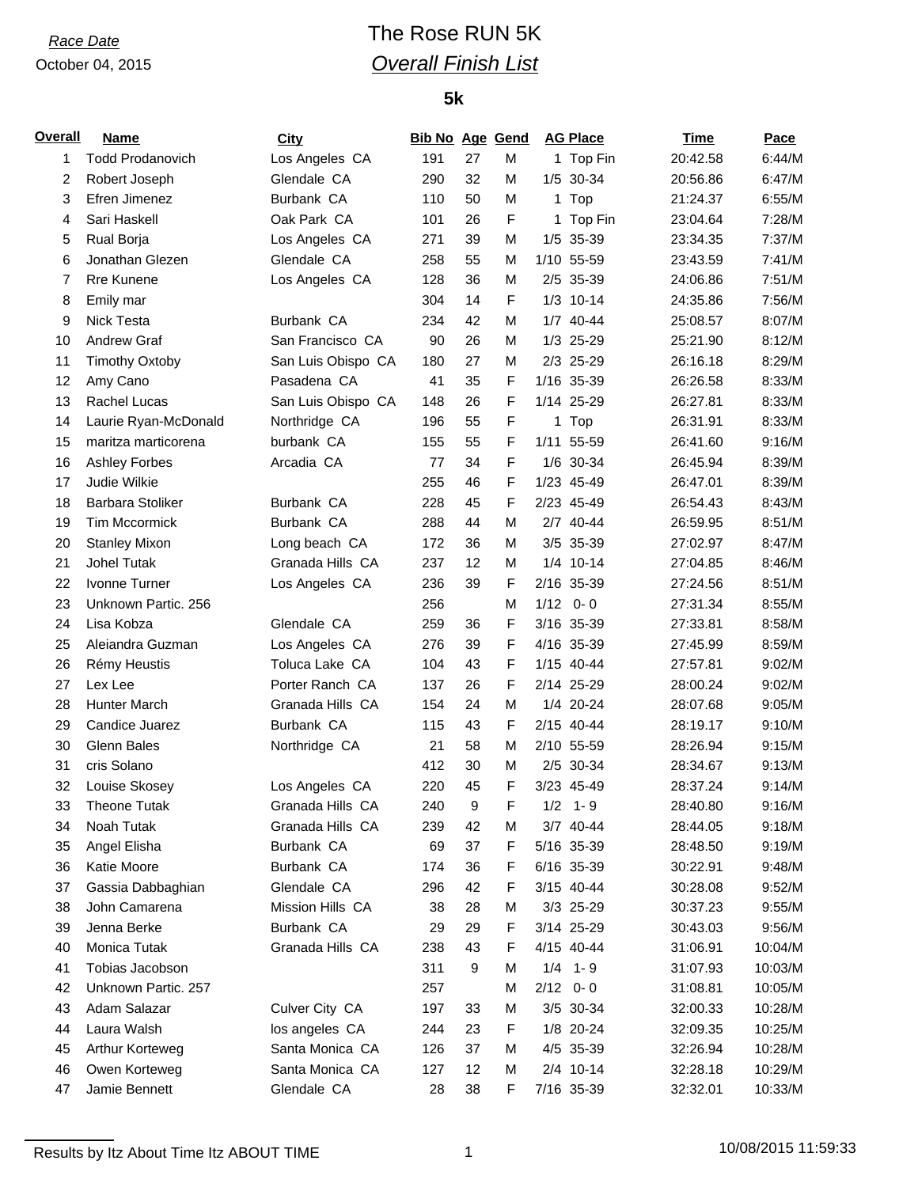*Race Date*
October 04, 2015

# The Rose RUN 5K

## *Overall Finish List*

### 5k

| Overall | Name | City | Bib No | Age | Gend | AG Place | Time | Pace |
|---|---|---|---|---|---|---|---|---|
| 1 | Todd Prodanovich | Los Angeles CA | 191 | 27 | M | 1 Top Fin | 20:42.58 | 6:44/M |
| 2 | Robert Joseph | Glendale CA | 290 | 32 | M | 1/5 30-34 | 20:56.86 | 6:47/M |
| 3 | Efren Jimenez | Burbank CA | 110 | 50 | M | 1 Top | 21:24.37 | 6:55/M |
| 4 | Sari Haskell | Oak Park CA | 101 | 26 | F | 1 Top Fin | 23:04.64 | 7:28/M |
| 5 | Rual Borja | Los Angeles CA | 271 | 39 | M | 1/5 35-39 | 23:34.35 | 7:37/M |
| 6 | Jonathan Glezen | Glendale CA | 258 | 55 | M | 1/10 55-59 | 23:43.59 | 7:41/M |
| 7 | Rre Kunene | Los Angeles CA | 128 | 36 | M | 2/5 35-39 | 24:06.86 | 7:51/M |
| 8 | Emily mar | | 304 | 14 | F | 1/3 10-14 | 24:35.86 | 7:56/M |
| 9 | Nick Testa | Burbank CA | 234 | 42 | M | 1/7 40-44 | 25:08.57 | 8:07/M |
| 10 | Andrew Graf | San Francisco CA | 90 | 26 | M | 1/3 25-29 | 25:21.90 | 8:12/M |
| 11 | Timothy Oxtoby | San Luis Obispo CA | 180 | 27 | M | 2/3 25-29 | 26:16.18 | 8:29/M |
| 12 | Amy Cano | Pasadena CA | 41 | 35 | F | 1/16 35-39 | 26:26.58 | 8:33/M |
| 13 | Rachel Lucas | San Luis Obispo CA | 148 | 26 | F | 1/14 25-29 | 26:27.81 | 8:33/M |
| 14 | Laurie Ryan-McDonald | Northridge CA | 196 | 55 | F | 1 Top | 26:31.91 | 8:33/M |
| 15 | maritza marticorena | burbank CA | 155 | 55 | F | 1/11 55-59 | 26:41.60 | 9:16/M |
| 16 | Ashley Forbes | Arcadia CA | 77 | 34 | F | 1/6 30-34 | 26:45.94 | 8:39/M |
| 17 | Judie Wilkie | | 255 | 46 | F | 1/23 45-49 | 26:47.01 | 8:39/M |
| 18 | Barbara Stoliker | Burbank CA | 228 | 45 | F | 2/23 45-49 | 26:54.43 | 8:43/M |
| 19 | Tim Mccormick | Burbank CA | 288 | 44 | M | 2/7 40-44 | 26:59.95 | 8:51/M |
| 20 | Stanley Mixon | Long beach CA | 172 | 36 | M | 3/5 35-39 | 27:02.97 | 8:47/M |
| 21 | Johel Tutak | Granada Hills CA | 237 | 12 | M | 1/4 10-14 | 27:04.85 | 8:46/M |
| 22 | Ivonne Turner | Los Angeles CA | 236 | 39 | F | 2/16 35-39 | 27:24.56 | 8:51/M |
| 23 | Unknown Partic. 256 | | 256 | | M | 1/12 0- 0 | 27:31.34 | 8:55/M |
| 24 | Lisa Kobza | Glendale CA | 259 | 36 | F | 3/16 35-39 | 27:33.81 | 8:58/M |
| 25 | Aleiandra Guzman | Los Angeles CA | 276 | 39 | F | 4/16 35-39 | 27:45.99 | 8:59/M |
| 26 | Rémy Heustis | Toluca Lake CA | 104 | 43 | F | 1/15 40-44 | 27:57.81 | 9:02/M |
| 27 | Lex Lee | Porter Ranch CA | 137 | 26 | F | 2/14 25-29 | 28:00.24 | 9:02/M |
| 28 | Hunter March | Granada Hills CA | 154 | 24 | M | 1/4 20-24 | 28:07.68 | 9:05/M |
| 29 | Candice Juarez | Burbank CA | 115 | 43 | F | 2/15 40-44 | 28:19.17 | 9:10/M |
| 30 | Glenn Bales | Northridge CA | 21 | 58 | M | 2/10 55-59 | 28:26.94 | 9:15/M |
| 31 | cris Solano | | 412 | 30 | M | 2/5 30-34 | 28:34.67 | 9:13/M |
| 32 | Louise Skosey | Los Angeles CA | 220 | 45 | F | 3/23 45-49 | 28:37.24 | 9:14/M |
| 33 | Theone Tutak | Granada Hills CA | 240 | 9 | F | 1/2 1- 9 | 28:40.80 | 9:16/M |
| 34 | Noah Tutak | Granada Hills CA | 239 | 42 | M | 3/7 40-44 | 28:44.05 | 9:18/M |
| 35 | Angel Elisha | Burbank CA | 69 | 37 | F | 5/16 35-39 | 28:48.50 | 9:19/M |
| 36 | Katie Moore | Burbank CA | 174 | 36 | F | 6/16 35-39 | 30:22.91 | 9:48/M |
| 37 | Gassia Dabbaghian | Glendale CA | 296 | 42 | F | 3/15 40-44 | 30:28.08 | 9:52/M |
| 38 | John Camarena | Mission Hills CA | 38 | 28 | M | 3/3 25-29 | 30:37.23 | 9:55/M |
| 39 | Jenna Berke | Burbank CA | 29 | 29 | F | 3/14 25-29 | 30:43.03 | 9:56/M |
| 40 | Monica Tutak | Granada Hills CA | 238 | 43 | F | 4/15 40-44 | 31:06.91 | 10:04/M |
| 41 | Tobias Jacobson | | 311 | 9 | M | 1/4 1- 9 | 31:07.93 | 10:03/M |
| 42 | Unknown Partic. 257 | | 257 | | M | 2/12 0- 0 | 31:08.81 | 10:05/M |
| 43 | Adam Salazar | Culver City CA | 197 | 33 | M | 3/5 30-34 | 32:00.33 | 10:28/M |
| 44 | Laura Walsh | los angeles CA | 244 | 23 | F | 1/8 20-24 | 32:09.35 | 10:25/M |
| 45 | Arthur Korteweg | Santa Monica CA | 126 | 37 | M | 4/5 35-39 | 32:26.94 | 10:28/M |
| 46 | Owen Korteweg | Santa Monica CA | 127 | 12 | M | 2/4 10-14 | 32:28.18 | 10:29/M |
| 47 | Jamie Bennett | Glendale CA | 28 | 38 | F | 7/16 35-39 | 32:32.01 | 10:33/M |

Results by Itz About Time Itz ABOUT TIME 10/08/2015 11:59:33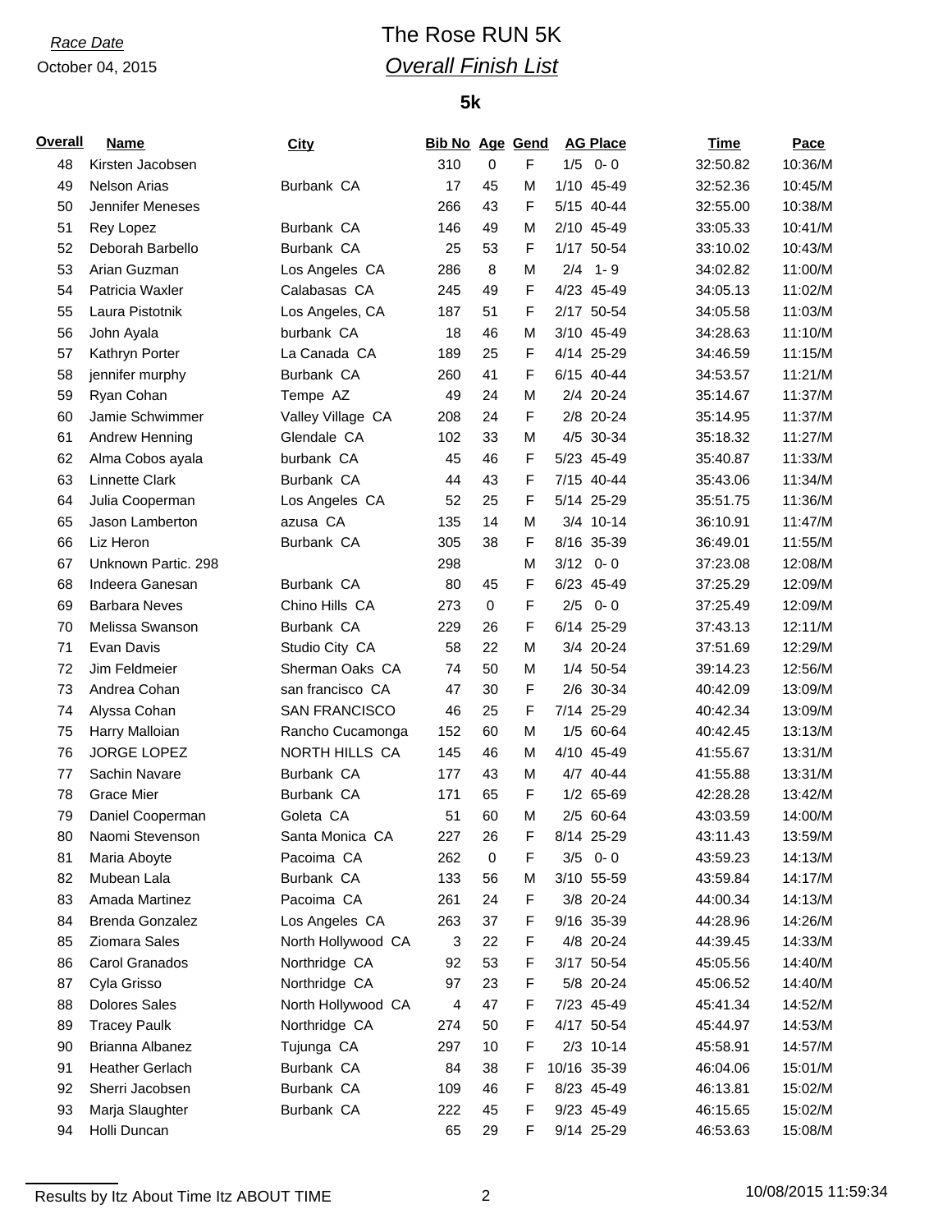*Race Date*

October 04, 2015

# The Rose RUN 5K

## *Overall Finish List*

### 5k

| Overall | Name | City | Bib No | Age | Gend | AG Place | | Time | Pace |
|---|---|---|---|---|---|---|---|---|---|
| 48 | Kirsten Jacobsen | | 310 | 0 | F | 1/5 | 0- 0 | 32:50.82 | 10:36/M |
| 49 | Nelson Arias | Burbank CA | 17 | 45 | M | 1/10 | 45-49 | 32:52.36 | 10:45/M |
| 50 | Jennifer Meneses | | 266 | 43 | F | 5/15 | 40-44 | 32:55.00 | 10:38/M |
| 51 | Rey Lopez | Burbank CA | 146 | 49 | M | 2/10 | 45-49 | 33:05.33 | 10:41/M |
| 52 | Deborah Barbello | Burbank CA | 25 | 53 | F | 1/17 | 50-54 | 33:10.02 | 10:43/M |
| 53 | Arian Guzman | Los Angeles CA | 286 | 8 | M | 2/4 | 1- 9 | 34:02.82 | 11:00/M |
| 54 | Patricia Waxler | Calabasas CA | 245 | 49 | F | 4/23 | 45-49 | 34:05.13 | 11:02/M |
| 55 | Laura Pistotnik | Los Angeles, CA | 187 | 51 | F | 2/17 | 50-54 | 34:05.58 | 11:03/M |
| 56 | John Ayala | burbank CA | 18 | 46 | M | 3/10 | 45-49 | 34:28.63 | 11:10/M |
| 57 | Kathryn Porter | La Canada CA | 189 | 25 | F | 4/14 | 25-29 | 34:46.59 | 11:15/M |
| 58 | jennifer murphy | Burbank CA | 260 | 41 | F | 6/15 | 40-44 | 34:53.57 | 11:21/M |
| 59 | Ryan Cohan | Tempe AZ | 49 | 24 | M | 2/4 | 20-24 | 35:14.67 | 11:37/M |
| 60 | Jamie Schwimmer | Valley Village CA | 208 | 24 | F | 2/8 | 20-24 | 35:14.95 | 11:37/M |
| 61 | Andrew Henning | Glendale CA | 102 | 33 | M | 4/5 | 30-34 | 35:18.32 | 11:27/M |
| 62 | Alma Cobos ayala | burbank CA | 45 | 46 | F | 5/23 | 45-49 | 35:40.87 | 11:33/M |
| 63 | Linnette Clark | Burbank CA | 44 | 43 | F | 7/15 | 40-44 | 35:43.06 | 11:34/M |
| 64 | Julia Cooperman | Los Angeles CA | 52 | 25 | F | 5/14 | 25-29 | 35:51.75 | 11:36/M |
| 65 | Jason Lamberton | azusa CA | 135 | 14 | M | 3/4 | 10-14 | 36:10.91 | 11:47/M |
| 66 | Liz Heron | Burbank CA | 305 | 38 | F | 8/16 | 35-39 | 36:49.01 | 11:55/M |
| 67 | Unknown Partic. 298 | | 298 | | M | 3/12 | 0- 0 | 37:23.08 | 12:08/M |
| 68 | Indeera Ganesan | Burbank CA | 80 | 45 | F | 6/23 | 45-49 | 37:25.29 | 12:09/M |
| 69 | Barbara Neves | Chino Hills CA | 273 | 0 | F | 2/5 | 0- 0 | 37:25.49 | 12:09/M |
| 70 | Melissa Swanson | Burbank CA | 229 | 26 | F | 6/14 | 25-29 | 37:43.13 | 12:11/M |
| 71 | Evan Davis | Studio City CA | 58 | 22 | M | 3/4 | 20-24 | 37:51.69 | 12:29/M |
| 72 | Jim Feldmeier | Sherman Oaks CA | 74 | 50 | M | 1/4 | 50-54 | 39:14.23 | 12:56/M |
| 73 | Andrea Cohan | san francisco CA | 47 | 30 | F | 2/6 | 30-34 | 40:42.09 | 13:09/M |
| 74 | Alyssa Cohan | SAN FRANCISCO | 46 | 25 | F | 7/14 | 25-29 | 40:42.34 | 13:09/M |
| 75 | Harry Malloian | Rancho Cucamonga | 152 | 60 | M | 1/5 | 60-64 | 40:42.45 | 13:13/M |
| 76 | JORGE LOPEZ | NORTH HILLS CA | 145 | 46 | M | 4/10 | 45-49 | 41:55.67 | 13:31/M |
| 77 | Sachin Navare | Burbank CA | 177 | 43 | M | 4/7 | 40-44 | 41:55.88 | 13:31/M |
| 78 | Grace Mier | Burbank CA | 171 | 65 | F | 1/2 | 65-69 | 42:28.28 | 13:42/M |
| 79 | Daniel Cooperman | Goleta CA | 51 | 60 | M | 2/5 | 60-64 | 43:03.59 | 14:00/M |
| 80 | Naomi Stevenson | Santa Monica CA | 227 | 26 | F | 8/14 | 25-29 | 43:11.43 | 13:59/M |
| 81 | Maria Aboyte | Pacoima CA | 262 | 0 | F | 3/5 | 0- 0 | 43:59.23 | 14:13/M |
| 82 | Mubean Lala | Burbank CA | 133 | 56 | M | 3/10 | 55-59 | 43:59.84 | 14:17/M |
| 83 | Amada Martinez | Pacoima CA | 261 | 24 | F | 3/8 | 20-24 | 44:00.34 | 14:13/M |
| 84 | Brenda Gonzalez | Los Angeles CA | 263 | 37 | F | 9/16 | 35-39 | 44:28.96 | 14:26/M |
| 85 | Ziomara Sales | North Hollywood CA | 3 | 22 | F | 4/8 | 20-24 | 44:39.45 | 14:33/M |
| 86 | Carol Granados | Northridge CA | 92 | 53 | F | 3/17 | 50-54 | 45:05.56 | 14:40/M |
| 87 | Cyla Grisso | Northridge CA | 97 | 23 | F | 5/8 | 20-24 | 45:06.52 | 14:40/M |
| 88 | Dolores Sales | North Hollywood CA | 4 | 47 | F | 7/23 | 45-49 | 45:41.34 | 14:52/M |
| 89 | Tracey Paulk | Northridge CA | 274 | 50 | F | 4/17 | 50-54 | 45:44.97 | 14:53/M |
| 90 | Brianna Albanez | Tujunga CA | 297 | 10 | F | 2/3 | 10-14 | 45:58.91 | 14:57/M |
| 91 | Heather Gerlach | Burbank CA | 84 | 38 | F | 10/16 | 35-39 | 46:04.06 | 15:01/M |
| 92 | Sherri Jacobsen | Burbank CA | 109 | 46 | F | 8/23 | 45-49 | 46:13.81 | 15:02/M |
| 93 | Marja Slaughter | Burbank CA | 222 | 45 | F | 9/23 | 45-49 | 46:15.65 | 15:02/M |
| 94 | Holli Duncan | | 65 | 29 | F | 9/14 | 25-29 | 46:53.63 | 15:08/M |

Results by Itz About Time Itz ABOUT TIME

10/08/2015 11:59:34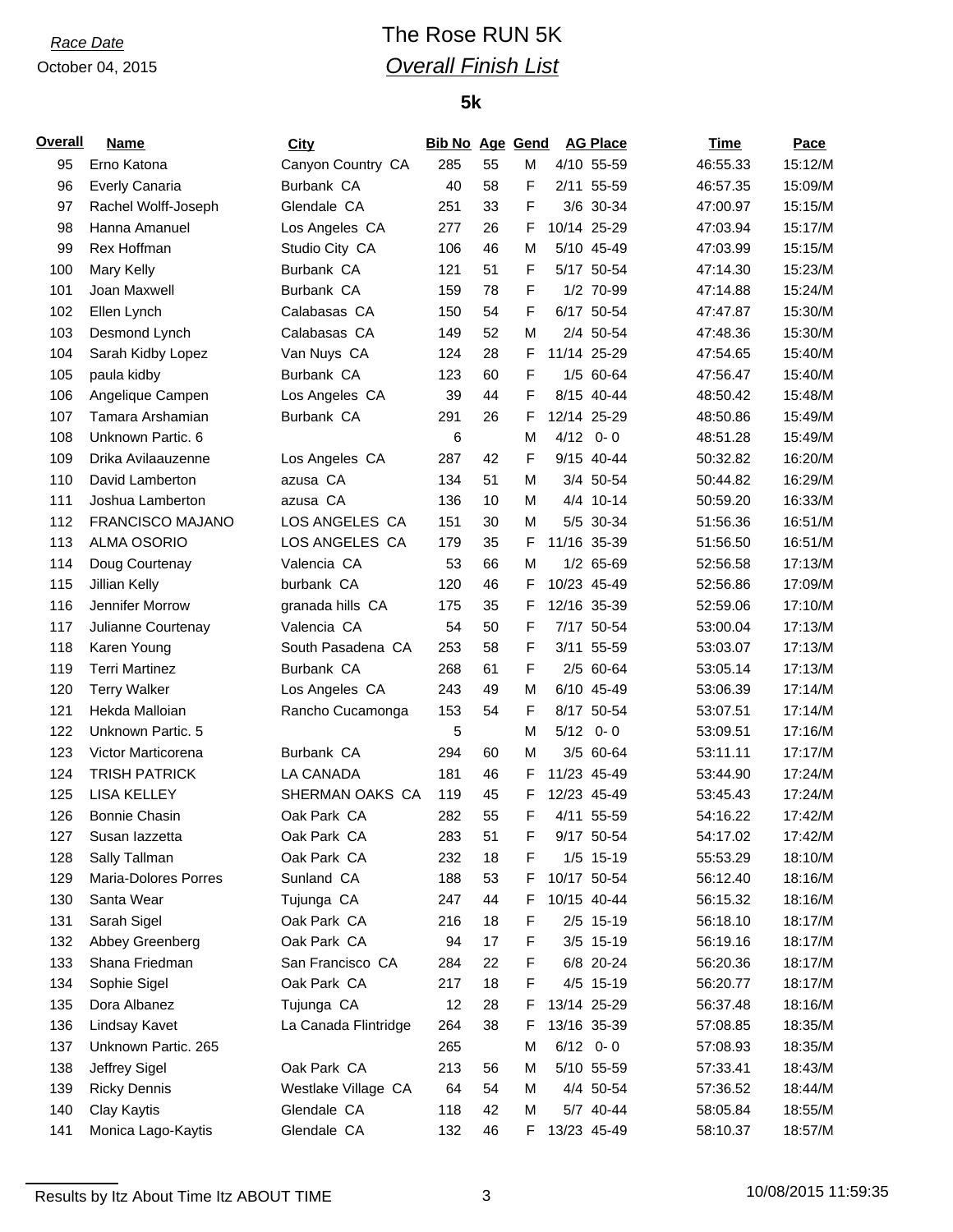*Race Date*

October 04, 2015

# The Rose RUN 5K

## *Overall Finish List*

### 5k

| Overall | Name | City | Bib No | Age | Gend | AG Place | | Time | Pace |
|---|---|---|---|---|---|---|---|---|---|
| 95 | Erno Katona | Canyon Country CA | 285 | 55 | M | 4/10 | 55-59 | 46:55.33 | 15:12/M |
| 96 | Everly Canaria | Burbank CA | 40 | 58 | F | 2/11 | 55-59 | 46:57.35 | 15:09/M |
| 97 | Rachel Wolff-Joseph | Glendale CA | 251 | 33 | F | 3/6 | 30-34 | 47:00.97 | 15:15/M |
| 98 | Hanna Amanuel | Los Angeles CA | 277 | 26 | F | 10/14 | 25-29 | 47:03.94 | 15:17/M |
| 99 | Rex Hoffman | Studio City CA | 106 | 46 | M | 5/10 | 45-49 | 47:03.99 | 15:15/M |
| 100 | Mary Kelly | Burbank CA | 121 | 51 | F | 5/17 | 50-54 | 47:14.30 | 15:23/M |
| 101 | Joan Maxwell | Burbank CA | 159 | 78 | F | 1/2 | 70-99 | 47:14.88 | 15:24/M |
| 102 | Ellen Lynch | Calabasas CA | 150 | 54 | F | 6/17 | 50-54 | 47:47.87 | 15:30/M |
| 103 | Desmond Lynch | Calabasas CA | 149 | 52 | M | 2/4 | 50-54 | 47:48.36 | 15:30/M |
| 104 | Sarah Kidby Lopez | Van Nuys CA | 124 | 28 | F | 11/14 | 25-29 | 47:54.65 | 15:40/M |
| 105 | paula kidby | Burbank CA | 123 | 60 | F | 1/5 | 60-64 | 47:56.47 | 15:40/M |
| 106 | Angelique Campen | Los Angeles CA | 39 | 44 | F | 8/15 | 40-44 | 48:50.42 | 15:48/M |
| 107 | Tamara Arshamian | Burbank CA | 291 | 26 | F | 12/14 | 25-29 | 48:50.86 | 15:49/M |
| 108 | Unknown Partic. 6 | | 6 | | M | 4/12 | 0- 0 | 48:51.28 | 15:49/M |
| 109 | Drika Avilaauzenne | Los Angeles CA | 287 | 42 | F | 9/15 | 40-44 | 50:32.82 | 16:20/M |
| 110 | David Lamberton | azusa CA | 134 | 51 | M | 3/4 | 50-54 | 50:44.82 | 16:29/M |
| 111 | Joshua Lamberton | azusa CA | 136 | 10 | M | 4/4 | 10-14 | 50:59.20 | 16:33/M |
| 112 | FRANCISCO MAJANO | LOS ANGELES CA | 151 | 30 | M | 5/5 | 30-34 | 51:56.36 | 16:51/M |
| 113 | ALMA OSORIO | LOS ANGELES CA | 179 | 35 | F | 11/16 | 35-39 | 51:56.50 | 16:51/M |
| 114 | Doug Courtenay | Valencia CA | 53 | 66 | M | 1/2 | 65-69 | 52:56.58 | 17:13/M |
| 115 | Jillian Kelly | burbank CA | 120 | 46 | F | 10/23 | 45-49 | 52:56.86 | 17:09/M |
| 116 | Jennifer Morrow | granada hills CA | 175 | 35 | F | 12/16 | 35-39 | 52:59.06 | 17:10/M |
| 117 | Julianne Courtenay | Valencia CA | 54 | 50 | F | 7/17 | 50-54 | 53:00.04 | 17:13/M |
| 118 | Karen Young | South Pasadena CA | 253 | 58 | F | 3/11 | 55-59 | 53:03.07 | 17:13/M |
| 119 | Terri Martinez | Burbank CA | 268 | 61 | F | 2/5 | 60-64 | 53:05.14 | 17:13/M |
| 120 | Terry Walker | Los Angeles CA | 243 | 49 | M | 6/10 | 45-49 | 53:06.39 | 17:14/M |
| 121 | Hekda Malloian | Rancho Cucamonga | 153 | 54 | F | 8/17 | 50-54 | 53:07.51 | 17:14/M |
| 122 | Unknown Partic. 5 | | 5 | | M | 5/12 | 0- 0 | 53:09.51 | 17:16/M |
| 123 | Victor Marticorena | Burbank CA | 294 | 60 | M | 3/5 | 60-64 | 53:11.11 | 17:17/M |
| 124 | TRISH PATRICK | LA CANADA | 181 | 46 | F | 11/23 | 45-49 | 53:44.90 | 17:24/M |
| 125 | LISA KELLEY | SHERMAN OAKS CA | 119 | 45 | F | 12/23 | 45-49 | 53:45.43 | 17:24/M |
| 126 | Bonnie Chasin | Oak Park CA | 282 | 55 | F | 4/11 | 55-59 | 54:16.22 | 17:42/M |
| 127 | Susan Iazzetta | Oak Park CA | 283 | 51 | F | 9/17 | 50-54 | 54:17.02 | 17:42/M |
| 128 | Sally Tallman | Oak Park CA | 232 | 18 | F | 1/5 | 15-19 | 55:53.29 | 18:10/M |
| 129 | Maria-Dolores Porres | Sunland CA | 188 | 53 | F | 10/17 | 50-54 | 56:12.40 | 18:16/M |
| 130 | Santa Wear | Tujunga CA | 247 | 44 | F | 10/15 | 40-44 | 56:15.32 | 18:16/M |
| 131 | Sarah Sigel | Oak Park CA | 216 | 18 | F | 2/5 | 15-19 | 56:18.10 | 18:17/M |
| 132 | Abbey Greenberg | Oak Park CA | 94 | 17 | F | 3/5 | 15-19 | 56:19.16 | 18:17/M |
| 133 | Shana Friedman | San Francisco CA | 284 | 22 | F | 6/8 | 20-24 | 56:20.36 | 18:17/M |
| 134 | Sophie Sigel | Oak Park CA | 217 | 18 | F | 4/5 | 15-19 | 56:20.77 | 18:17/M |
| 135 | Dora Albanez | Tujunga CA | 12 | 28 | F | 13/14 | 25-29 | 56:37.48 | 18:16/M |
| 136 | Lindsay Kavet | La Canada Flintridge | 264 | 38 | F | 13/16 | 35-39 | 57:08.85 | 18:35/M |
| 137 | Unknown Partic. 265 | | 265 | | M | 6/12 | 0- 0 | 57:08.93 | 18:35/M |
| 138 | Jeffrey Sigel | Oak Park CA | 213 | 56 | M | 5/10 | 55-59 | 57:33.41 | 18:43/M |
| 139 | Ricky Dennis | Westlake Village CA | 64 | 54 | M | 4/4 | 50-54 | 57:36.52 | 18:44/M |
| 140 | Clay Kaytis | Glendale CA | 118 | 42 | M | 5/7 | 40-44 | 58:05.84 | 18:55/M |
| 141 | Monica Lago-Kaytis | Glendale CA | 132 | 46 | F | 13/23 | 45-49 | 58:10.37 | 18:57/M |

Results by Itz About Time Itz ABOUT TIME 10/08/2015 11:59:35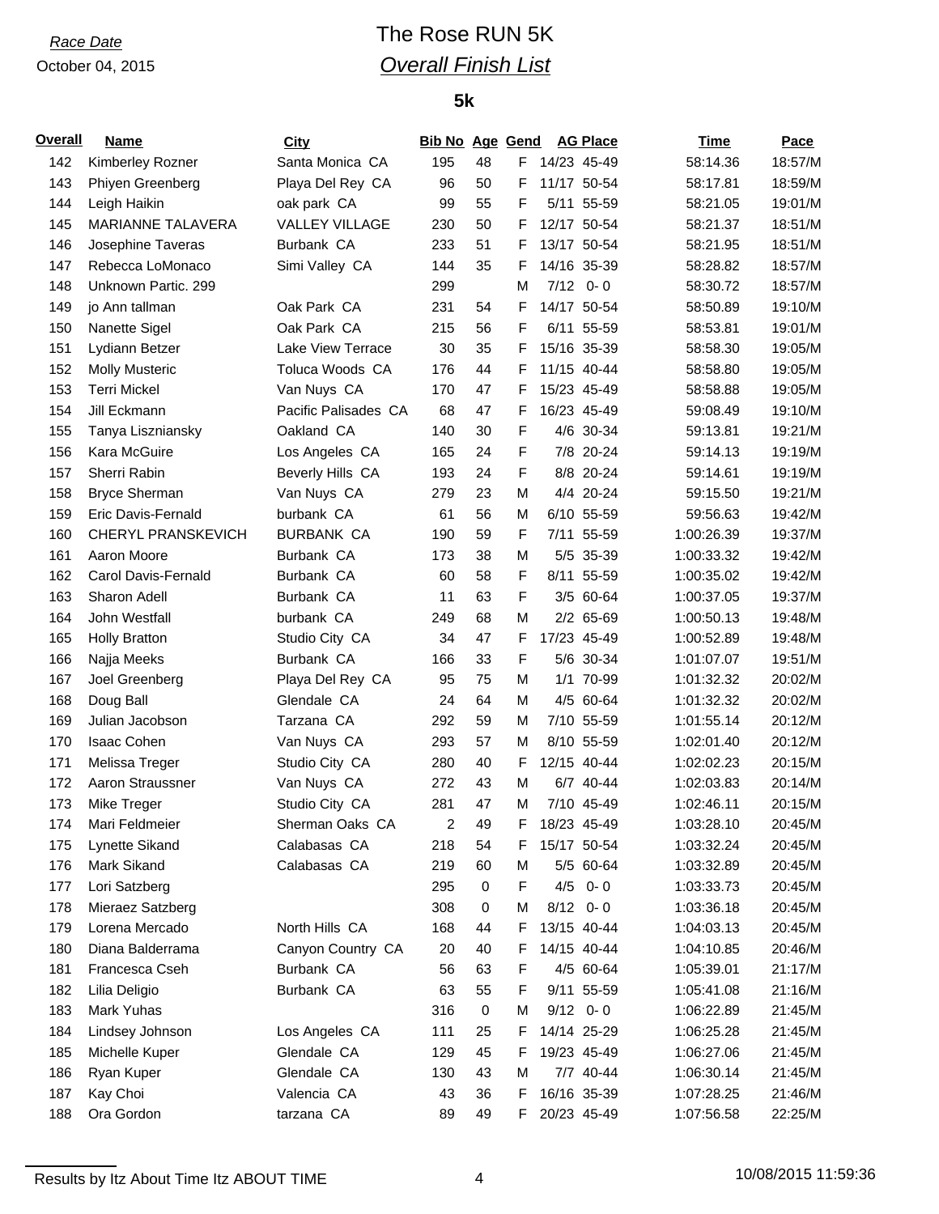*Race Date*
October 04, 2015

# The Rose RUN 5K

## *Overall Finish List*

### 5k

| Overall | Name | City | Bib No | Age | Gend | AG Place | | Time | Pace |
|---|---|---|---|---|---|---|---|---|---|
| 142 | Kimberley Rozner | Santa Monica CA | 195 | 48 | F | 14/23 | 45-49 | 58:14.36 | 18:57/M |
| 143 | Phiyen Greenberg | Playa Del Rey CA | 96 | 50 | F | 11/17 | 50-54 | 58:17.81 | 18:59/M |
| 144 | Leigh Haikin | oak park CA | 99 | 55 | F | 5/11 | 55-59 | 58:21.05 | 19:01/M |
| 145 | MARIANNE TALAVERA | VALLEY VILLAGE | 230 | 50 | F | 12/17 | 50-54 | 58:21.37 | 18:51/M |
| 146 | Josephine Taveras | Burbank CA | 233 | 51 | F | 13/17 | 50-54 | 58:21.95 | 18:51/M |
| 147 | Rebecca LoMonaco | Simi Valley CA | 144 | 35 | F | 14/16 | 35-39 | 58:28.82 | 18:57/M |
| 148 | Unknown Partic. 299 | | 299 | | M | 7/12 | 0- 0 | 58:30.72 | 18:57/M |
| 149 | jo Ann tallman | Oak Park CA | 231 | 54 | F | 14/17 | 50-54 | 58:50.89 | 19:10/M |
| 150 | Nanette Sigel | Oak Park CA | 215 | 56 | F | 6/11 | 55-59 | 58:53.81 | 19:01/M |
| 151 | Lydiann Betzer | Lake View Terrace | 30 | 35 | F | 15/16 | 35-39 | 58:58.30 | 19:05/M |
| 152 | Molly Musteric | Toluca Woods CA | 176 | 44 | F | 11/15 | 40-44 | 58:58.80 | 19:05/M |
| 153 | Terri Mickel | Van Nuys CA | 170 | 47 | F | 15/23 | 45-49 | 58:58.88 | 19:05/M |
| 154 | Jill Eckmann | Pacific Palisades CA | 68 | 47 | F | 16/23 | 45-49 | 59:08.49 | 19:10/M |
| 155 | Tanya Liszniansky | Oakland CA | 140 | 30 | F | 4/6 | 30-34 | 59:13.81 | 19:21/M |
| 156 | Kara McGuire | Los Angeles CA | 165 | 24 | F | 7/8 | 20-24 | 59:14.13 | 19:19/M |
| 157 | Sherri Rabin | Beverly Hills CA | 193 | 24 | F | 8/8 | 20-24 | 59:14.61 | 19:19/M |
| 158 | Bryce Sherman | Van Nuys CA | 279 | 23 | M | 4/4 | 20-24 | 59:15.50 | 19:21/M |
| 159 | Eric Davis-Fernald | burbank CA | 61 | 56 | M | 6/10 | 55-59 | 59:56.63 | 19:42/M |
| 160 | CHERYL PRANSKEVICH | BURBANK CA | 190 | 59 | F | 7/11 | 55-59 | 1:00:26.39 | 19:37/M |
| 161 | Aaron Moore | Burbank CA | 173 | 38 | M | 5/5 | 35-39 | 1:00:33.32 | 19:42/M |
| 162 | Carol Davis-Fernald | Burbank CA | 60 | 58 | F | 8/11 | 55-59 | 1:00:35.02 | 19:42/M |
| 163 | Sharon Adell | Burbank CA | 11 | 63 | F | 3/5 | 60-64 | 1:00:37.05 | 19:37/M |
| 164 | John Westfall | burbank CA | 249 | 68 | M | 2/2 | 65-69 | 1:00:50.13 | 19:48/M |
| 165 | Holly Bratton | Studio City CA | 34 | 47 | F | 17/23 | 45-49 | 1:00:52.89 | 19:48/M |
| 166 | Najja Meeks | Burbank CA | 166 | 33 | F | 5/6 | 30-34 | 1:01:07.07 | 19:51/M |
| 167 | Joel Greenberg | Playa Del Rey CA | 95 | 75 | M | 1/1 | 70-99 | 1:01:32.32 | 20:02/M |
| 168 | Doug Ball | Glendale CA | 24 | 64 | M | 4/5 | 60-64 | 1:01:32.32 | 20:02/M |
| 169 | Julian Jacobson | Tarzana CA | 292 | 59 | M | 7/10 | 55-59 | 1:01:55.14 | 20:12/M |
| 170 | Isaac Cohen | Van Nuys CA | 293 | 57 | M | 8/10 | 55-59 | 1:02:01.40 | 20:12/M |
| 171 | Melissa Treger | Studio City CA | 280 | 40 | F | 12/15 | 40-44 | 1:02:02.23 | 20:15/M |
| 172 | Aaron Straussner | Van Nuys CA | 272 | 43 | M | 6/7 | 40-44 | 1:02:03.83 | 20:14/M |
| 173 | Mike Treger | Studio City CA | 281 | 47 | M | 7/10 | 45-49 | 1:02:46.11 | 20:15/M |
| 174 | Mari Feldmeier | Sherman Oaks CA | 2 | 49 | F | 18/23 | 45-49 | 1:03:28.10 | 20:45/M |
| 175 | Lynette Sikand | Calabasas CA | 218 | 54 | F | 15/17 | 50-54 | 1:03:32.24 | 20:45/M |
| 176 | Mark Sikand | Calabasas CA | 219 | 60 | M | 5/5 | 60-64 | 1:03:32.89 | 20:45/M |
| 177 | Lori Satzberg | | 295 | 0 | F | 4/5 | 0- 0 | 1:03:33.73 | 20:45/M |
| 178 | Mieraez Satzberg | | 308 | 0 | M | 8/12 | 0- 0 | 1:03:36.18 | 20:45/M |
| 179 | Lorena Mercado | North Hills CA | 168 | 44 | F | 13/15 | 40-44 | 1:04:03.13 | 20:45/M |
| 180 | Diana Balderrama | Canyon Country CA | 20 | 40 | F | 14/15 | 40-44 | 1:04:10.85 | 20:46/M |
| 181 | Francesca Cseh | Burbank CA | 56 | 63 | F | 4/5 | 60-64 | 1:05:39.01 | 21:17/M |
| 182 | Lilia Deligio | Burbank CA | 63 | 55 | F | 9/11 | 55-59 | 1:05:41.08 | 21:16/M |
| 183 | Mark Yuhas | | 316 | 0 | M | 9/12 | 0- 0 | 1:06:22.89 | 21:45/M |
| 184 | Lindsey Johnson | Los Angeles CA | 111 | 25 | F | 14/14 | 25-29 | 1:06:25.28 | 21:45/M |
| 185 | Michelle Kuper | Glendale CA | 129 | 45 | F | 19/23 | 45-49 | 1:06:27.06 | 21:45/M |
| 186 | Ryan Kuper | Glendale CA | 130 | 43 | M | 7/7 | 40-44 | 1:06:30.14 | 21:45/M |
| 187 | Kay Choi | Valencia CA | 43 | 36 | F | 16/16 | 35-39 | 1:07:28.25 | 21:46/M |
| 188 | Ora Gordon | tarzana CA | 89 | 49 | F | 20/23 | 45-49 | 1:07:56.58 | 22:25/M |

Results by Itz About Time Itz ABOUT TIME    10/08/2015 11:59:36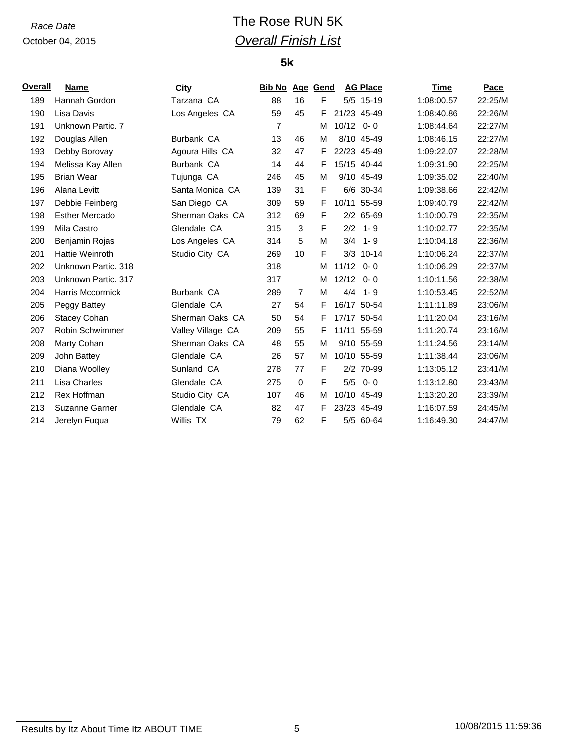*Race Date*

October 04, 2015

# The Rose RUN 5K

## *Overall Finish List*

### 5k

| Overall | Name | City | Bib No | Age | Gend | AG Place | | Time | Pace |
|---|---|---|---|---|---|---|---|---|---|
| 189 | Hannah Gordon | Tarzana CA | 88 | 16 | F | 5/5 | 15-19 | 1:08:00.57 | 22:25/M |
| 190 | Lisa Davis | Los Angeles CA | 59 | 45 | F | 21/23 | 45-49 | 1:08:40.86 | 22:26/M |
| 191 | Unknown Partic. 7 | | 7 | | M | 10/12 | 0- 0 | 1:08:44.64 | 22:27/M |
| 192 | Douglas Allen | Burbank CA | 13 | 46 | M | 8/10 | 45-49 | 1:08:46.15 | 22:27/M |
| 193 | Debby Borovay | Agoura Hills CA | 32 | 47 | F | 22/23 | 45-49 | 1:09:22.07 | 22:28/M |
| 194 | Melissa Kay Allen | Burbank CA | 14 | 44 | F | 15/15 | 40-44 | 1:09:31.90 | 22:25/M |
| 195 | Brian Wear | Tujunga CA | 246 | 45 | M | 9/10 | 45-49 | 1:09:35.02 | 22:40/M |
| 196 | Alana Levitt | Santa Monica CA | 139 | 31 | F | 6/6 | 30-34 | 1:09:38.66 | 22:42/M |
| 197 | Debbie Feinberg | San Diego CA | 309 | 59 | F | 10/11 | 55-59 | 1:09:40.79 | 22:42/M |
| 198 | Esther Mercado | Sherman Oaks CA | 312 | 69 | F | 2/2 | 65-69 | 1:10:00.79 | 22:35/M |
| 199 | Mila Castro | Glendale CA | 315 | 3 | F | 2/2 | 1- 9 | 1:10:02.77 | 22:35/M |
| 200 | Benjamin Rojas | Los Angeles CA | 314 | 5 | M | 3/4 | 1- 9 | 1:10:04.18 | 22:36/M |
| 201 | Hattie Weinroth | Studio City CA | 269 | 10 | F | 3/3 | 10-14 | 1:10:06.24 | 22:37/M |
| 202 | Unknown Partic. 318 | | 318 | | M | 11/12 | 0- 0 | 1:10:06.29 | 22:37/M |
| 203 | Unknown Partic. 317 | | 317 | | M | 12/12 | 0- 0 | 1:10:11.56 | 22:38/M |
| 204 | Harris Mccormick | Burbank CA | 289 | 7 | M | 4/4 | 1- 9 | 1:10:53.45 | 22:52/M |
| 205 | Peggy Battey | Glendale CA | 27 | 54 | F | 16/17 | 50-54 | 1:11:11.89 | 23:06/M |
| 206 | Stacey Cohan | Sherman Oaks CA | 50 | 54 | F | 17/17 | 50-54 | 1:11:20.04 | 23:16/M |
| 207 | Robin Schwimmer | Valley Village CA | 209 | 55 | F | 11/11 | 55-59 | 1:11:20.74 | 23:16/M |
| 208 | Marty Cohan | Sherman Oaks CA | 48 | 55 | M | 9/10 | 55-59 | 1:11:24.56 | 23:14/M |
| 209 | John Battey | Glendale CA | 26 | 57 | M | 10/10 | 55-59 | 1:11:38.44 | 23:06/M |
| 210 | Diana Woolley | Sunland CA | 278 | 77 | F | 2/2 | 70-99 | 1:13:05.12 | 23:41/M |
| 211 | Lisa Charles | Glendale CA | 275 | 0 | F | 5/5 | 0- 0 | 1:13:12.80 | 23:43/M |
| 212 | Rex Hoffman | Studio City CA | 107 | 46 | M | 10/10 | 45-49 | 1:13:20.20 | 23:39/M |
| 213 | Suzanne Garner | Glendale CA | 82 | 47 | F | 23/23 | 45-49 | 1:16:07.59 | 24:45/M |
| 214 | Jerelyn Fuqua | Willis TX | 79 | 62 | F | 5/5 | 60-64 | 1:16:49.30 | 24:47/M |

Results by Itz About Time Itz ABOUT TIME

10/08/2015 11:59:36